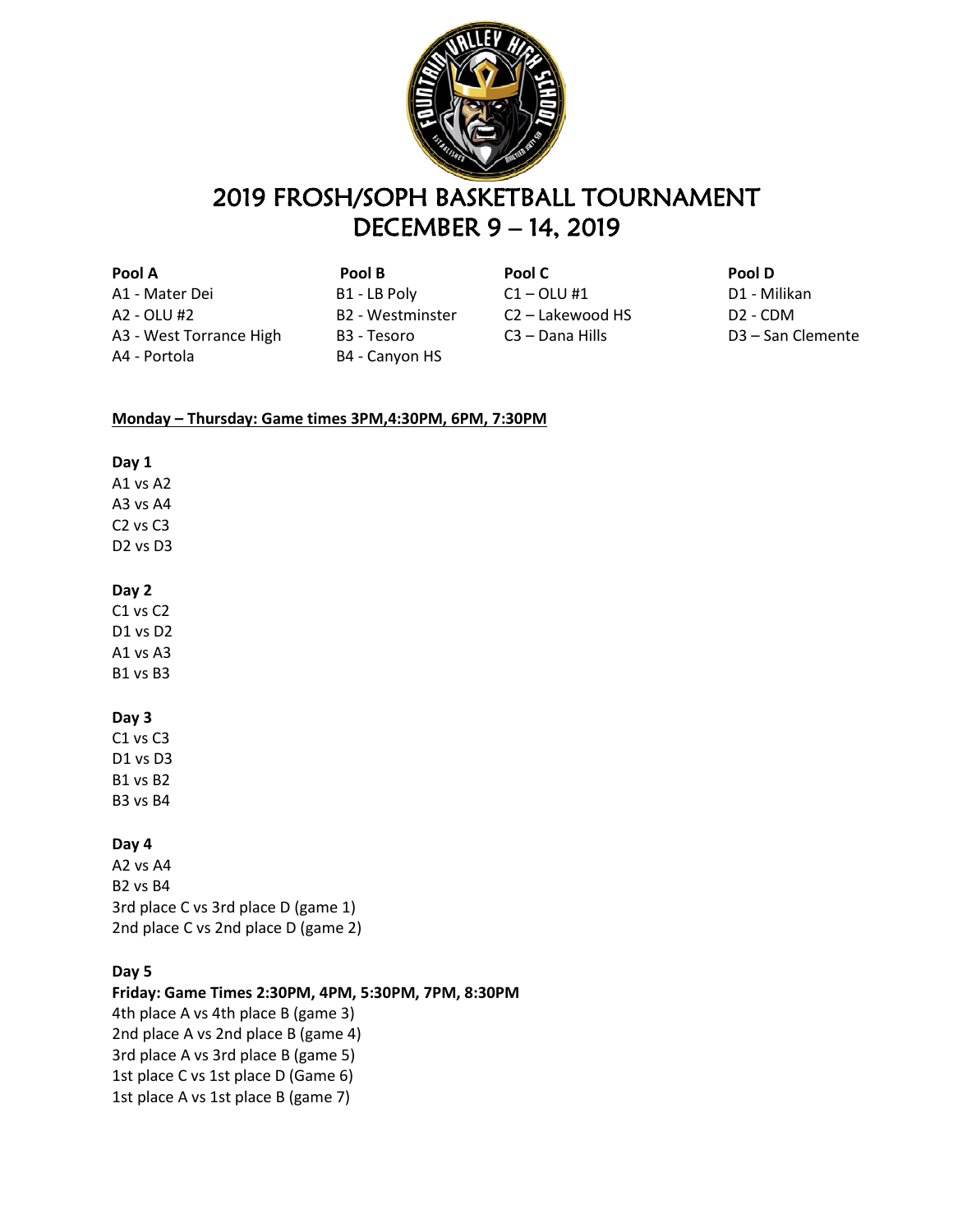# 2019 FROSH/SOPH BASKETBALL TOURNAMENT
# DECEMBER 9 – 14, 2019

| Pool A | Pool B | Pool C | Pool D |
|---|---|---|---|
| A1 - Mater Dei | B1 - LB Poly | C1 – OLU #1 | D1 - Milikan |
| A2 - OLU #2 | B2 - Westminster | C2 – Lakewood HS | D2 - CDM |
| A3 - West Torrance High | B3 - Tesoro | C3 – Dana Hills | D3 – San Clemente |
| A4 - Portola | B4 - Canyon HS | | |

**Monday – Thursday: Game times 3PM,4:30PM, 6PM, 7:30PM**

**Day 1**
A1 vs A2
A3 vs A4
C2 vs C3
D2 vs D3

**Day 2**
C1 vs C2
D1 vs D2
A1 vs A3
B1 vs B3

**Day 3**
C1 vs C3
D1 vs D3
B1 vs B2
B3 vs B4

**Day 4**
A2 vs A4
B2 vs B4
3rd place C vs 3rd place D (game 1)
2nd place C vs 2nd place D (game 2)

**Day 5**
**Friday: Game Times 2:30PM, 4PM, 5:30PM, 7PM, 8:30PM**
4th place A vs 4th place B (game 3)
2nd place A vs 2nd place B (game 4)
3rd place A vs 3rd place B (game 5)
1st place C vs 1st place D (Game 6)
1st place A vs 1st place B (game 7)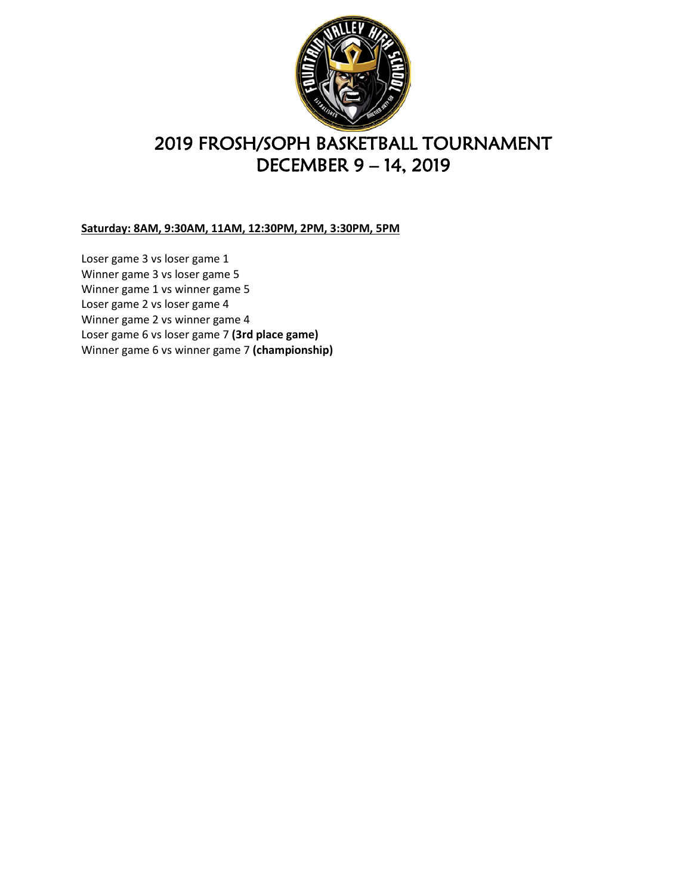# 2019 FROSH/SOPH BASKETBALL TOURNAMENT
# DECEMBER 9 – 14, 2019

**Saturday: 8AM, 9:30AM, 11AM, 12:30PM, 2PM, 3:30PM, 5PM**

Loser game 3 vs loser game 1
Winner game 3 vs loser game 5
Winner game 1 vs winner game 5
Loser game 2 vs loser game 4
Winner game 2 vs winner game 4
Loser game 6 vs loser game 7 **(3rd place game)**
Winner game 6 vs winner game 7 **(championship)**